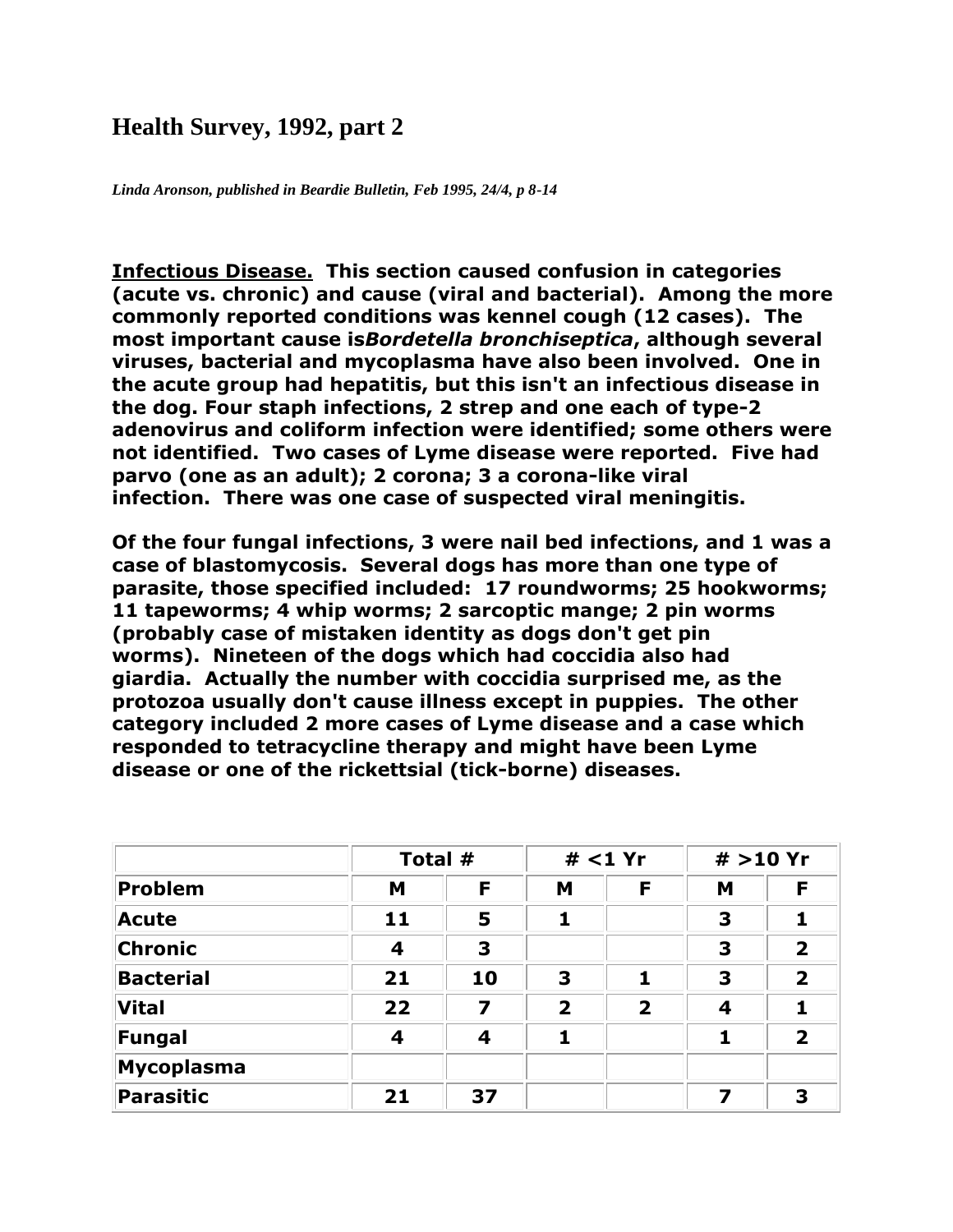# Health Survey, 1992, part 2

***Linda Aronson, published in Beardie Bulletin, Feb 1995, 24/4, p 8-14***

**<u>Infectious Disease.</u> This section caused confusion in categories (acute vs. chronic) and cause (viral and bacterial). Among the more commonly reported conditions was kennel cough (12 cases). The most important cause is*Bordetella bronchiseptica*, although several viruses, bacterial and mycoplasma have also been involved. One in the acute group had hepatitis, but this isn't an infectious disease in the dog. Four staph infections, 2 strep and one each of type-2 adenovirus and coliform infection were identified; some others were not identified. Two cases of Lyme disease were reported. Five had parvo (one as an adult); 2 corona; 3 a corona-like viral infection. There was one case of suspected viral meningitis.**

**Of the four fungal infections, 3 were nail bed infections, and 1 was a case of blastomycosis. Several dogs has more than one type of parasite, those specified included: 17 roundworms; 25 hookworms; 11 tapeworms; 4 whip worms; 2 sarcoptic mange; 2 pin worms (probably case of mistaken identity as dogs don't get pin worms). Nineteen of the dogs which had coccidia also had giardia. Actually the number with coccidia surprised me, as the protozoa usually don't cause illness except in puppies. The other category included 2 more cases of Lyme disease and a case which responded to tetracycline therapy and might have been Lyme disease or one of the rickettsial (tick-borne) diseases.**

| | Total # | | # <1 Yr | | # >10 Yr | |
|---|---|---|---|---|---|---|
| **Problem** | **M** | **F** | **M** | **F** | **M** | **F** |
| **Acute** | 11 | 5 | 1 | | 3 | 1 |
| **Chronic** | 4 | 3 | | | 3 | 2 |
| **Bacterial** | 21 | 10 | 3 | 1 | 3 | 2 |
| **Vital** | 22 | 7 | 2 | 2 | 4 | 1 |
| **Fungal** | 4 | 4 | 1 | | 1 | 2 |
| **Mycoplasma** | | | | | | |
| **Parasitic** | 21 | 37 | | | 7 | 3 |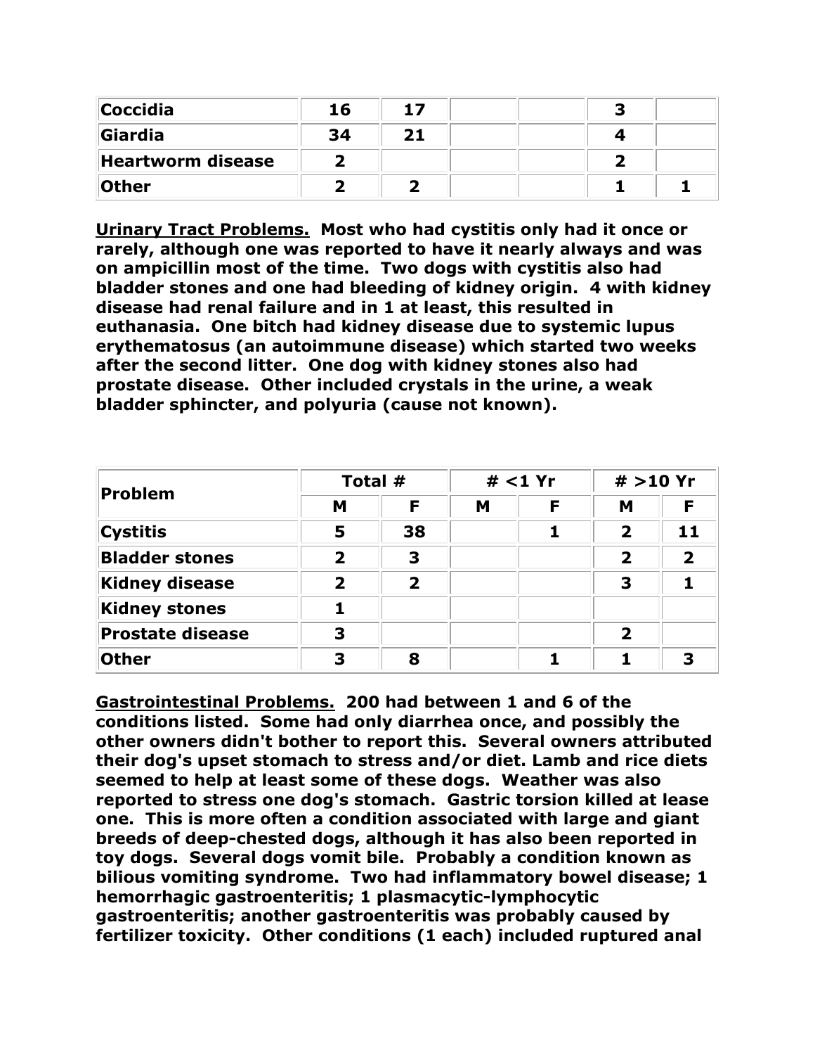| Coccidia | 16 | 17 | | | 3 | |
|---|---|---|---|---|---|---|
| Giardia | 34 | 21 | | | 4 | |
| Heartworm disease | 2 | | | | 2 | |
| Other | 2 | 2 | | | 1 | 1 |

**Urinary Tract Problems. Most who had cystitis only had it once or rarely, although one was reported to have it nearly always and was on ampicillin most of the time. Two dogs with cystitis also had bladder stones and one had bleeding of kidney origin. 4 with kidney disease had renal failure and in 1 at least, this resulted in euthanasia. One bitch had kidney disease due to systemic lupus erythematosus (an autoimmune disease) which started two weeks after the second litter. One dog with kidney stones also had prostate disease. Other included crystals in the urine, a weak bladder sphincter, and polyuria (cause not known).**

| Problem | Total # | | # <1 Yr | | # >10 Yr | |
|---|---|---|---|---|---|---|
| | M | F | M | F | M | F |
| Cystitis | 5 | 38 | | 1 | 2 | 11 |
| Bladder stones | 2 | 3 | | | 2 | 2 |
| Kidney disease | 2 | 2 | | | 3 | 1 |
| Kidney stones | 1 | | | | | |
| Prostate disease | 3 | | | | 2 | |
| Other | 3 | 8 | | 1 | 1 | 3 |

**Gastrointestinal Problems. 200 had between 1 and 6 of the conditions listed. Some had only diarrhea once, and possibly the other owners didn't bother to report this. Several owners attributed their dog's upset stomach to stress and/or diet. Lamb and rice diets seemed to help at least some of these dogs. Weather was also reported to stress one dog's stomach. Gastric torsion killed at lease one. This is more often a condition associated with large and giant breeds of deep-chested dogs, although it has also been reported in toy dogs. Several dogs vomit bile. Probably a condition known as bilious vomiting syndrome. Two had inflammatory bowel disease; 1 hemorrhagic gastroenteritis; 1 plasmacytic-lymphocytic gastroenteritis; another gastroenteritis was probably caused by fertilizer toxicity. Other conditions (1 each) included ruptured anal**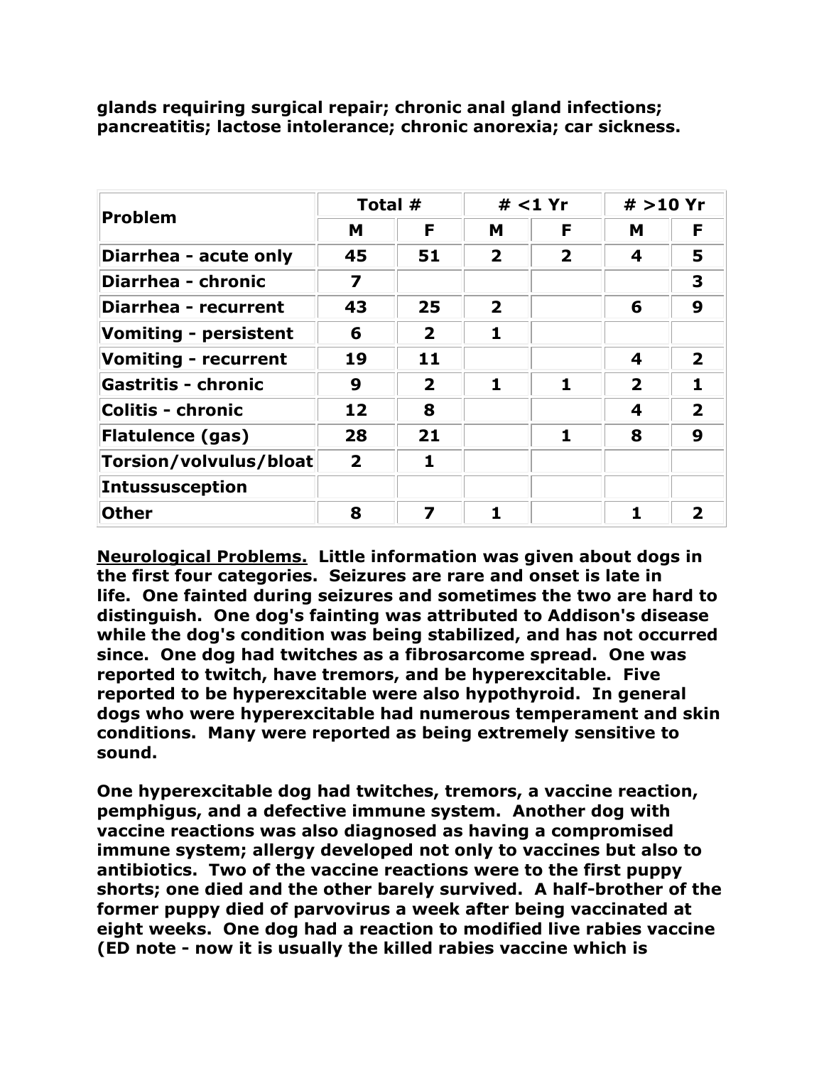**glands requiring surgical repair; chronic anal gland infections; pancreatitis; lactose intolerance; chronic anorexia; car sickness.**

| Problem | Total # | | # <1 Yr | | # >10 Yr | |
|---|---|---|---|---|---|---|
| | M | F | M | F | M | F |
| Diarrhea - acute only | 45 | 51 | 2 | 2 | 4 | 5 |
| Diarrhea - chronic | 7 | | | | | 3 |
| Diarrhea - recurrent | 43 | 25 | 2 | | 6 | 9 |
| Vomiting - persistent | 6 | 2 | 1 | | | |
| Vomiting - recurrent | 19 | 11 | | | 4 | 2 |
| Gastritis - chronic | 9 | 2 | 1 | 1 | 2 | 1 |
| Colitis - chronic | 12 | 8 | | | 4 | 2 |
| Flatulence (gas) | 28 | 21 | | 1 | 8 | 9 |
| Torsion/volvulus/bloat | 2 | 1 | | | | |
| Intussusception | | | | | | |
| Other | 8 | 7 | 1 | | 1 | 2 |

**Neurological Problems.** **Little information was given about dogs in the first four categories. Seizures are rare and onset is late in life. One fainted during seizures and sometimes the two are hard to distinguish. One dog's fainting was attributed to Addison's disease while the dog's condition was being stabilized, and has not occurred since. One dog had twitches as a fibrosarcome spread. One was reported to twitch, have tremors, and be hyperexcitable. Five reported to be hyperexcitable were also hypothyroid. In general dogs who were hyperexcitable had numerous temperament and skin conditions. Many were reported as being extremely sensitive to sound.**

**One hyperexcitable dog had twitches, tremors, a vaccine reaction, pemphigus, and a defective immune system. Another dog with vaccine reactions was also diagnosed as having a compromised immune system; allergy developed not only to vaccines but also to antibiotics. Two of the vaccine reactions were to the first puppy shorts; one died and the other barely survived. A half-brother of the former puppy died of parvovirus a week after being vaccinated at eight weeks. One dog had a reaction to modified live rabies vaccine (ED note - now it is usually the killed rabies vaccine which is**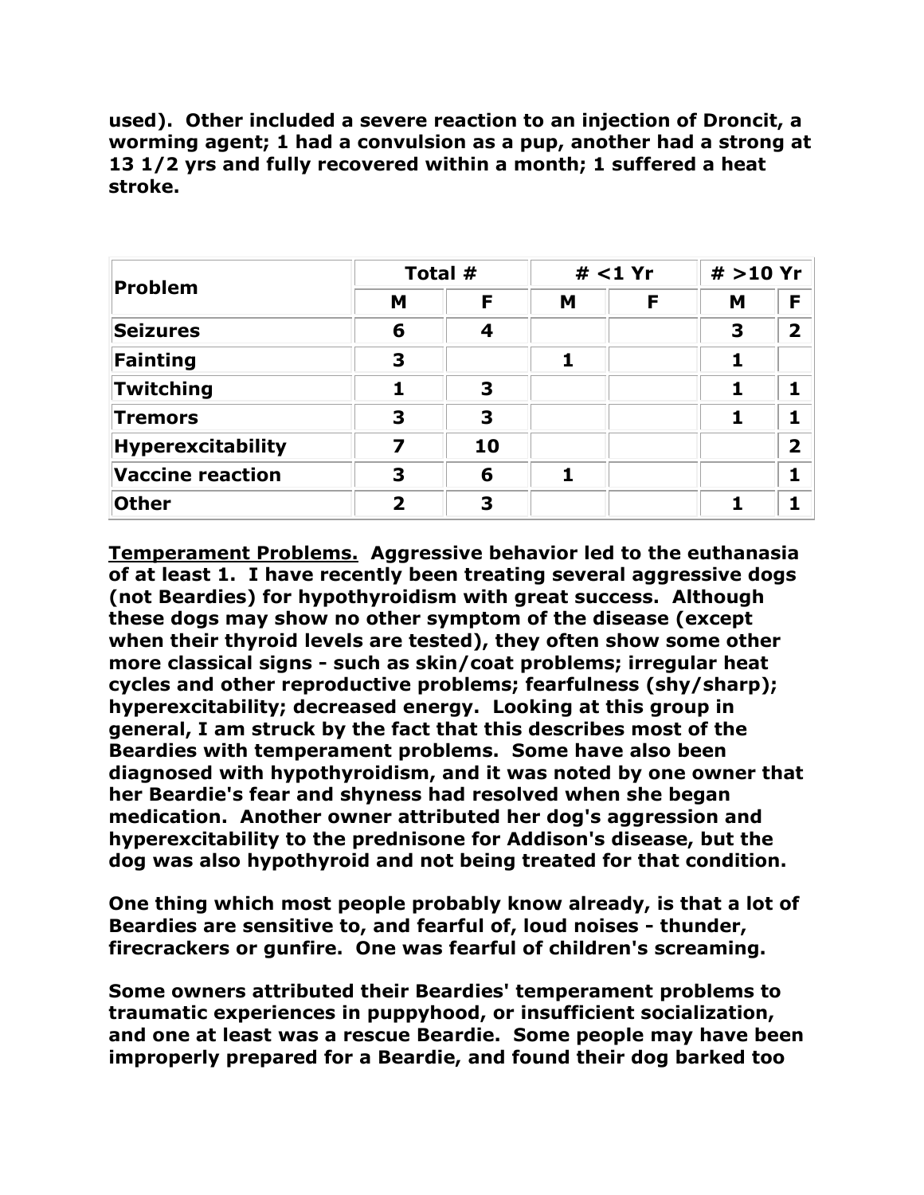**used). Other included a severe reaction to an injection of Droncit, a worming agent; 1 had a convulsion as a pup, another had a strong at 13 1/2 yrs and fully recovered within a month; 1 suffered a heat stroke.**

| Problem | Total # | | # <1 Yr | | # >10 Yr | |
|---|---|---|---|---|---|---|
| | M | F | M | F | M | F |
| **Seizures** | 6 | 4 | | | 3 | 2 |
| **Fainting** | 3 | | 1 | | 1 | |
| **Twitching** | 1 | 3 | | | 1 | 1 |
| **Tremors** | 3 | 3 | | | 1 | 1 |
| **Hyperexcitability** | 7 | 10 | | | | 2 |
| **Vaccine reaction** | 3 | 6 | 1 | | | 1 |
| **Other** | 2 | 3 | | | 1 | 1 |

**<u>Temperament Problems.</u> Aggressive behavior led to the euthanasia of at least 1. I have recently been treating several aggressive dogs (not Beardies) for hypothyroidism with great success. Although these dogs may show no other symptom of the disease (except when their thyroid levels are tested), they often show some other more classical signs - such as skin/coat problems; irregular heat cycles and other reproductive problems; fearfulness (shy/sharp); hyperexcitability; decreased energy. Looking at this group in general, I am struck by the fact that this describes most of the Beardies with temperament problems. Some have also been diagnosed with hypothyroidism, and it was noted by one owner that her Beardie's fear and shyness had resolved when she began medication. Another owner attributed her dog's aggression and hyperexcitability to the prednisone for Addison's disease, but the dog was also hypothyroid and not being treated for that condition.**

**One thing which most people probably know already, is that a lot of Beardies are sensitive to, and fearful of, loud noises - thunder, firecrackers or gunfire. One was fearful of children's screaming.**

**Some owners attributed their Beardies' temperament problems to traumatic experiences in puppyhood, or insufficient socialization, and one at least was a rescue Beardie. Some people may have been improperly prepared for a Beardie, and found their dog barked too**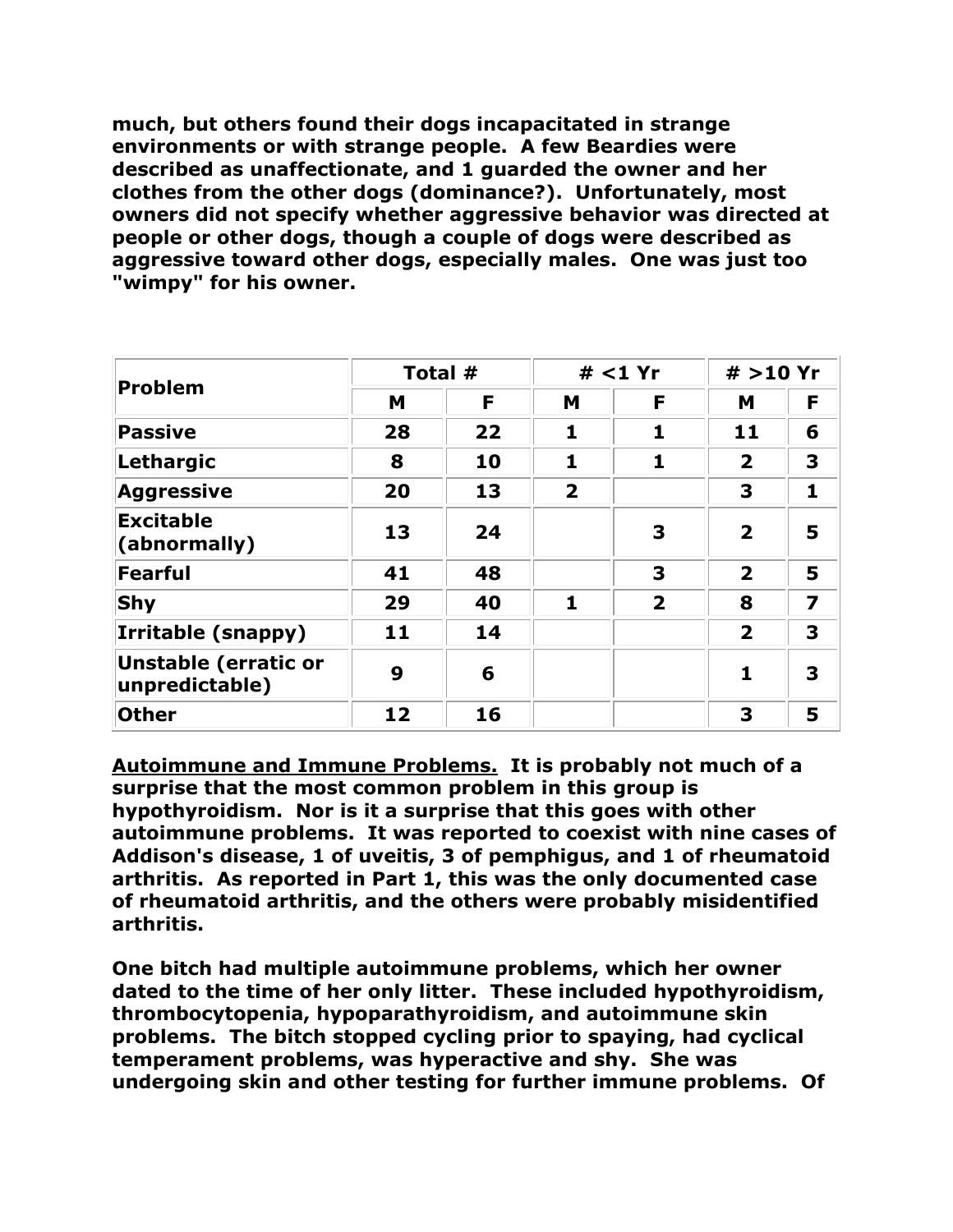**much, but others found their dogs incapacitated in strange environments or with strange people. A few Beardies were described as unaffectionate, and 1 guarded the owner and her clothes from the other dogs (dominance?). Unfortunately, most owners did not specify whether aggressive behavior was directed at people or other dogs, though a couple of dogs were described as aggressive toward other dogs, especially males. One was just too "wimpy" for his owner.**

| Problem | Total # | | # <1 Yr | | # >10 Yr | |
|---|---|---|---|---|---|---|
| | M | F | M | F | M | F |
| Passive | 28 | 22 | 1 | 1 | 11 | 6 |
| Lethargic | 8 | 10 | 1 | 1 | 2 | 3 |
| Aggressive | 20 | 13 | 2 | | 3 | 1 |
| Excitable (abnormally) | 13 | 24 | | 3 | 2 | 5 |
| Fearful | 41 | 48 | | 3 | 2 | 5 |
| Shy | 29 | 40 | 1 | 2 | 8 | 7 |
| Irritable (snappy) | 11 | 14 | | | 2 | 3 |
| Unstable (erratic or unpredictable) | 9 | 6 | | | 1 | 3 |
| Other | 12 | 16 | | | 3 | 5 |

**<u>Autoimmune and Immune Problems.</u> It is probably not much of a surprise that the most common problem in this group is hypothyroidism. Nor is it a surprise that this goes with other autoimmune problems. It was reported to coexist with nine cases of Addison's disease, 1 of uveitis, 3 of pemphigus, and 1 of rheumatoid arthritis. As reported in Part 1, this was the only documented case of rheumatoid arthritis, and the others were probably misidentified arthritis.**

**One bitch had multiple autoimmune problems, which her owner dated to the time of her only litter. These included hypothyroidism, thrombocytopenia, hypoparathyroidism, and autoimmune skin problems. The bitch stopped cycling prior to spaying, had cyclical temperament problems, was hyperactive and shy. She was undergoing skin and other testing for further immune problems. Of**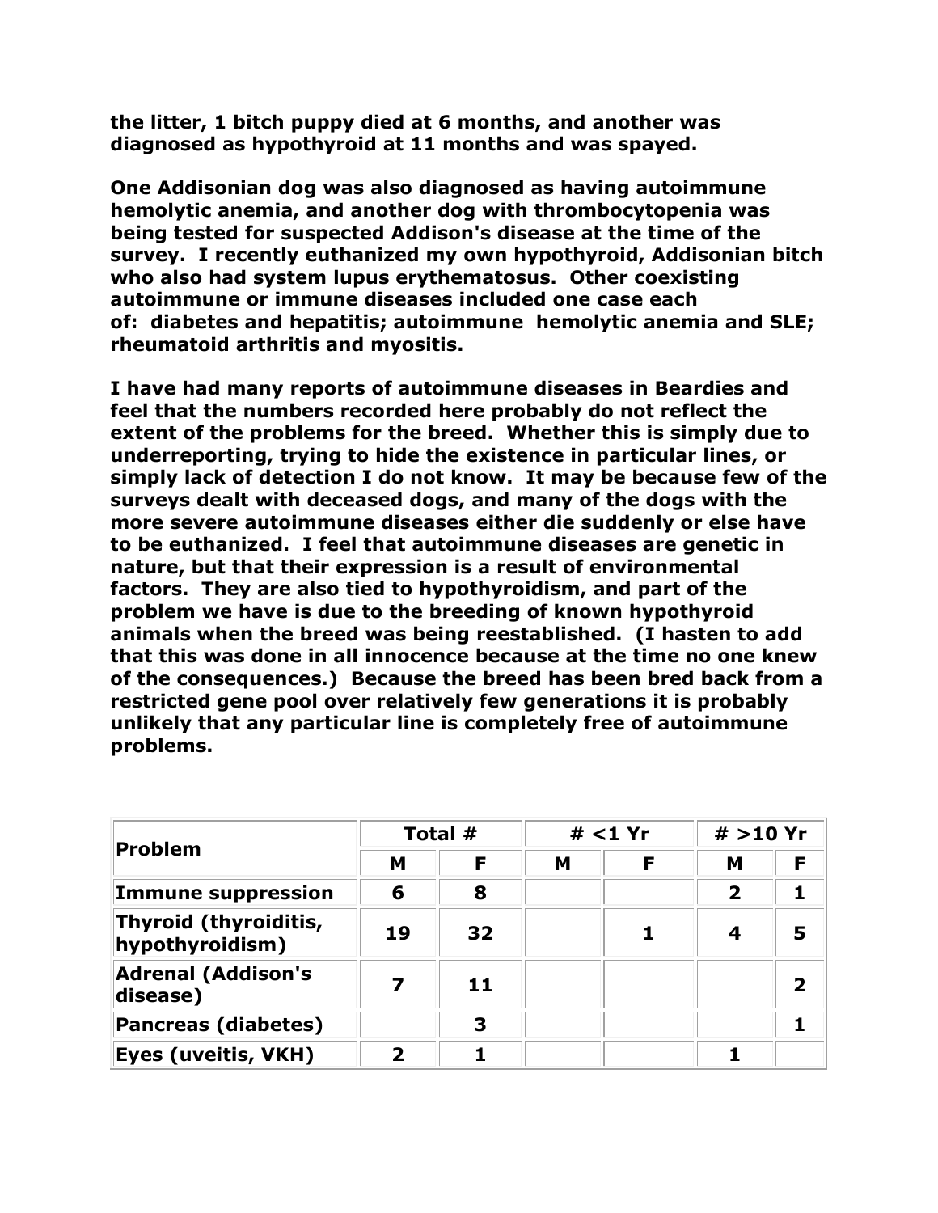**the litter, 1 bitch puppy died at 6 months, and another was diagnosed as hypothyroid at 11 months and was spayed.**

**One Addisonian dog was also diagnosed as having autoimmune hemolytic anemia, and another dog with thrombocytopenia was being tested for suspected Addison's disease at the time of the survey. I recently euthanized my own hypothyroid, Addisonian bitch who also had system lupus erythematosus. Other coexisting autoimmune or immune diseases included one case each of: diabetes and hepatitis; autoimmune hemolytic anemia and SLE; rheumatoid arthritis and myositis.**

**I have had many reports of autoimmune diseases in Beardies and feel that the numbers recorded here probably do not reflect the extent of the problems for the breed. Whether this is simply due to underreporting, trying to hide the existence in particular lines, or simply lack of detection I do not know. It may be because few of the surveys dealt with deceased dogs, and many of the dogs with the more severe autoimmune diseases either die suddenly or else have to be euthanized. I feel that autoimmune diseases are genetic in nature, but that their expression is a result of environmental factors. They are also tied to hypothyroidism, and part of the problem we have is due to the breeding of known hypothyroid animals when the breed was being reestablished. (I hasten to add that this was done in all innocence because at the time no one knew of the consequences.) Because the breed has been bred back from a restricted gene pool over relatively few generations it is probably unlikely that any particular line is completely free of autoimmune problems.**

| Problem | Total # | | # <1 Yr | | # >10 Yr | |
|---|---|---|---|---|---|---|
| | M | F | M | F | M | F |
| Immune suppression | 6 | 8 | | | 2 | 1 |
| Thyroid (thyroiditis, hypothyroidism) | 19 | 32 | | 1 | 4 | 5 |
| Adrenal (Addison's disease) | 7 | 11 | | | | 2 |
| Pancreas (diabetes) | | 3 | | | | 1 |
| Eyes (uveitis, VKH) | 2 | 1 | | | 1 | |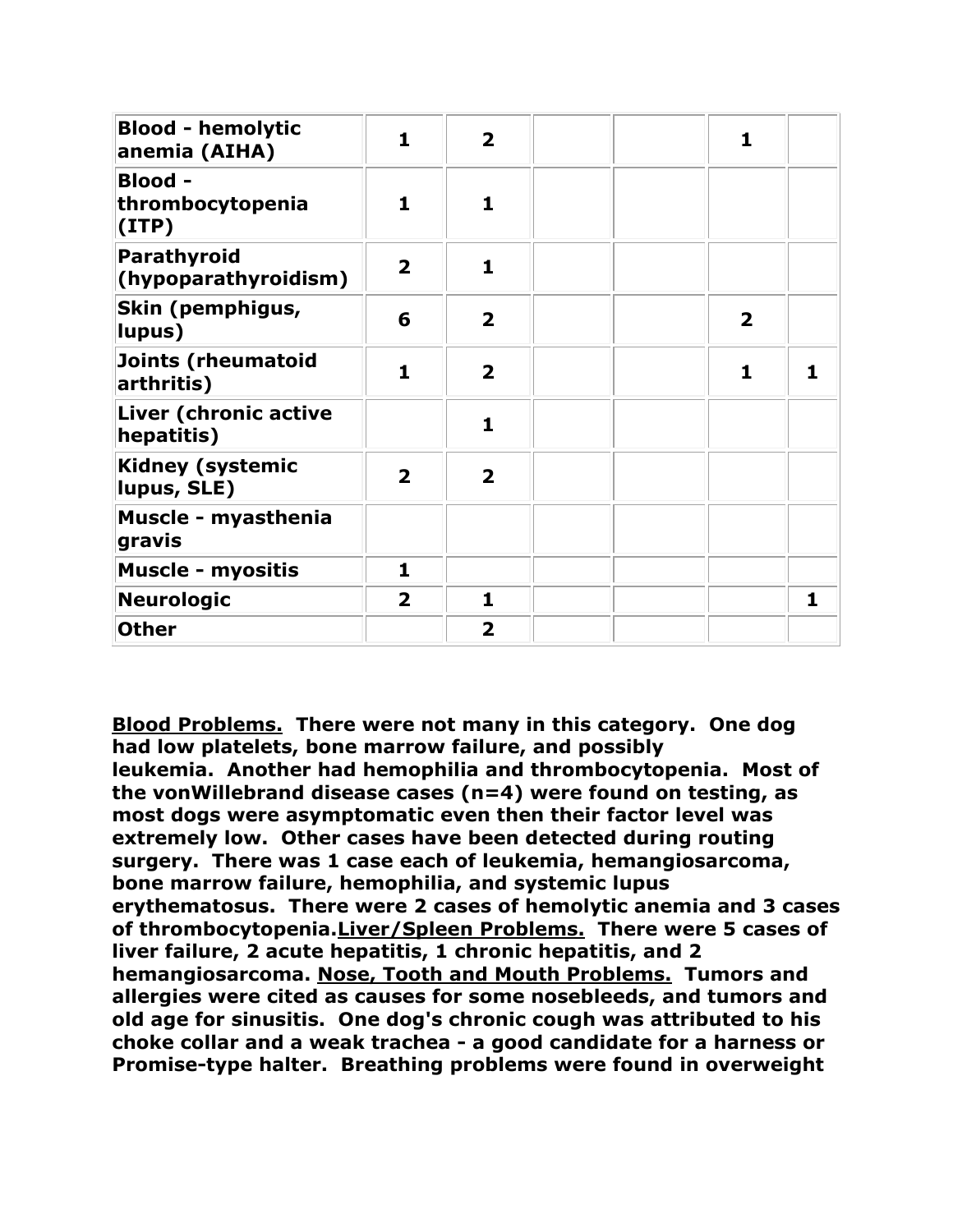| | | | | | | |
|---|---|---|---|---|---|---|
| **Blood - hemolytic anemia (AIHA)** | **1** | **2** | | | **1** | |
| **Blood - thrombocytopenia (ITP)** | **1** | **1** | | | | |
| **Parathyroid (hypoparathyroidism)** | **2** | **1** | | | | |
| **Skin (pemphigus, lupus)** | **6** | **2** | | | **2** | |
| **Joints (rheumatoid arthritis)** | **1** | **2** | | | **1** | **1** |
| **Liver (chronic active hepatitis)** | | **1** | | | | |
| **Kidney (systemic lupus, SLE)** | **2** | **2** | | | | |
| **Muscle - myasthenia gravis** | | | | | | |
| **Muscle - myositis** | **1** | | | | | |
| **Neurologic** | **2** | **1** | | | | **1** |
| **Other** | | **2** | | | | |

**<u>Blood Problems.</u> There were not many in this category. One dog had low platelets, bone marrow failure, and possibly leukemia. Another had hemophilia and thrombocytopenia. Most of the vonWillebrand disease cases (n=4) were found on testing, as most dogs were asymptomatic even then their factor level was extremely low. Other cases have been detected during routing surgery. There was 1 case each of leukemia, hemangiosarcoma, bone marrow failure, hemophilia, and systemic lupus erythematosus. There were 2 cases of hemolytic anemia and 3 cases of thrombocytopenia.<u>Liver/Spleen Problems.</u> There were 5 cases of liver failure, 2 acute hepatitis, 1 chronic hepatitis, and 2 hemangiosarcoma. <u>Nose, Tooth and Mouth Problems.</u> Tumors and allergies were cited as causes for some nosebleeds, and tumors and old age for sinusitis. One dog's chronic cough was attributed to his choke collar and a weak trachea - a good candidate for a harness or Promise-type halter. Breathing problems were found in overweight**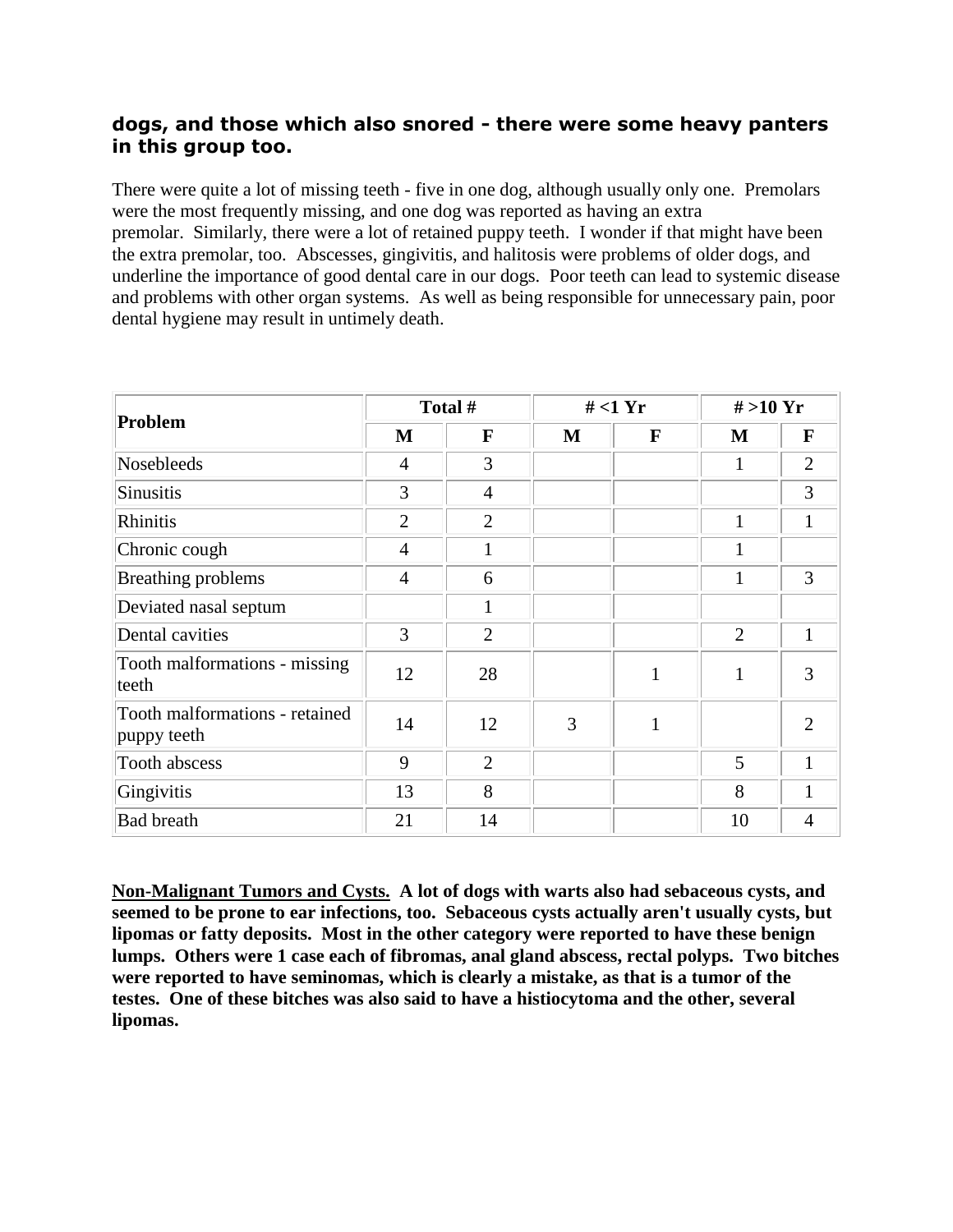**dogs, and those which also snored - there were some heavy panters in this group too.**

There were quite a lot of missing teeth - five in one dog, although usually only one. Premolars were the most frequently missing, and one dog was reported as having an extra premolar. Similarly, there were a lot of retained puppy teeth. I wonder if that might have been the extra premolar, too. Abscesses, gingivitis, and halitosis were problems of older dogs, and underline the importance of good dental care in our dogs. Poor teeth can lead to systemic disease and problems with other organ systems. As well as being responsible for unnecessary pain, poor dental hygiene may result in untimely death.

| Problem | Total # | | # <1 Yr | | # >10 Yr | |
|---|---|---|---|---|---|---|
| | M | F | M | F | M | F |
| Nosebleeds | 4 | 3 | | | 1 | 2 |
| Sinusitis | 3 | 4 | | | | 3 |
| Rhinitis | 2 | 2 | | | 1 | 1 |
| Chronic cough | 4 | 1 | | | 1 | |
| Breathing problems | 4 | 6 | | | 1 | 3 |
| Deviated nasal septum | | 1 | | | | |
| Dental cavities | 3 | 2 | | | 2 | 1 |
| Tooth malformations - missing teeth | 12 | 28 | | 1 | 1 | 3 |
| Tooth malformations - retained puppy teeth | 14 | 12 | 3 | 1 | | 2 |
| Tooth abscess | 9 | 2 | | | 5 | 1 |
| Gingivitis | 13 | 8 | | | 8 | 1 |
| Bad breath | 21 | 14 | | | 10 | 4 |

**<u>Non-Malignant Tumors and Cysts.</u> A lot of dogs with warts also had sebaceous cysts, and seemed to be prone to ear infections, too. Sebaceous cysts actually aren't usually cysts, but lipomas or fatty deposits. Most in the other category were reported to have these benign lumps. Others were 1 case each of fibromas, anal gland abscess, rectal polyps. Two bitches were reported to have seminomas, which is clearly a mistake, as that is a tumor of the testes. One of these bitches was also said to have a histiocytoma and the other, several lipomas.**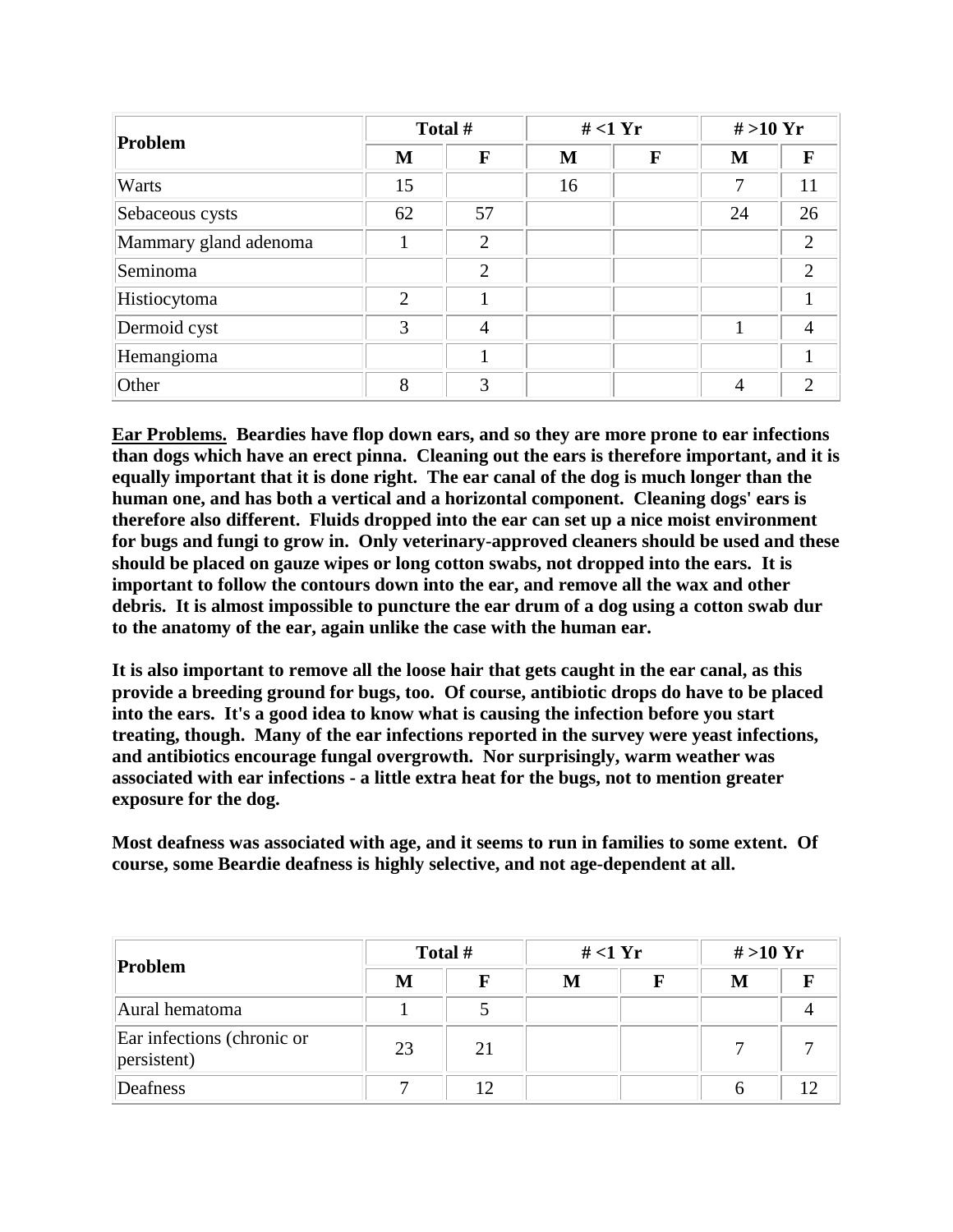| Problem | Total # | | # <1 Yr | | # >10 Yr | |
|---|---|---|---|---|---|---|
| | M | F | M | F | M | F |
| Warts | 15 | | 16 | | 7 | 11 |
| Sebaceous cysts | 62 | 57 | | | 24 | 26 |
| Mammary gland adenoma | 1 | 2 | | | | 2 |
| Seminoma | | 2 | | | | 2 |
| Histiocytoma | 2 | 1 | | | | 1 |
| Dermoid cyst | 3 | 4 | | | 1 | 4 |
| Hemangioma | | 1 | | | | 1 |
| Other | 8 | 3 | | | 4 | 2 |

**<u>Ear Problems.</u> Beardies have flop down ears, and so they are more prone to ear infections than dogs which have an erect pinna. Cleaning out the ears is therefore important, and it is equally important that it is done right. The ear canal of the dog is much longer than the human one, and has both a vertical and a horizontal component. Cleaning dogs' ears is therefore also different. Fluids dropped into the ear can set up a nice moist environment for bugs and fungi to grow in. Only veterinary-approved cleaners should be used and these should be placed on gauze wipes or long cotton swabs, not dropped into the ears. It is important to follow the contours down into the ear, and remove all the wax and other debris. It is almost impossible to puncture the ear drum of a dog using a cotton swab dur to the anatomy of the ear, again unlike the case with the human ear.**

**It is also important to remove all the loose hair that gets caught in the ear canal, as this provide a breeding ground for bugs, too. Of course, antibiotic drops do have to be placed into the ears. It's a good idea to know what is causing the infection before you start treating, though. Many of the ear infections reported in the survey were yeast infections, and antibiotics encourage fungal overgrowth. Nor surprisingly, warm weather was associated with ear infections - a little extra heat for the bugs, not to mention greater exposure for the dog.**

**Most deafness was associated with age, and it seems to run in families to some extent. Of course, some Beardie deafness is highly selective, and not age-dependent at all.**

| Problem | Total # | | # <1 Yr | | # >10 Yr | |
|---|---|---|---|---|---|---|
| | M | F | M | F | M | F |
| Aural hematoma | 1 | 5 | | | | 4 |
| Ear infections (chronic or persistent) | 23 | 21 | | | 7 | 7 |
| Deafness | 7 | 12 | | | 6 | 12 |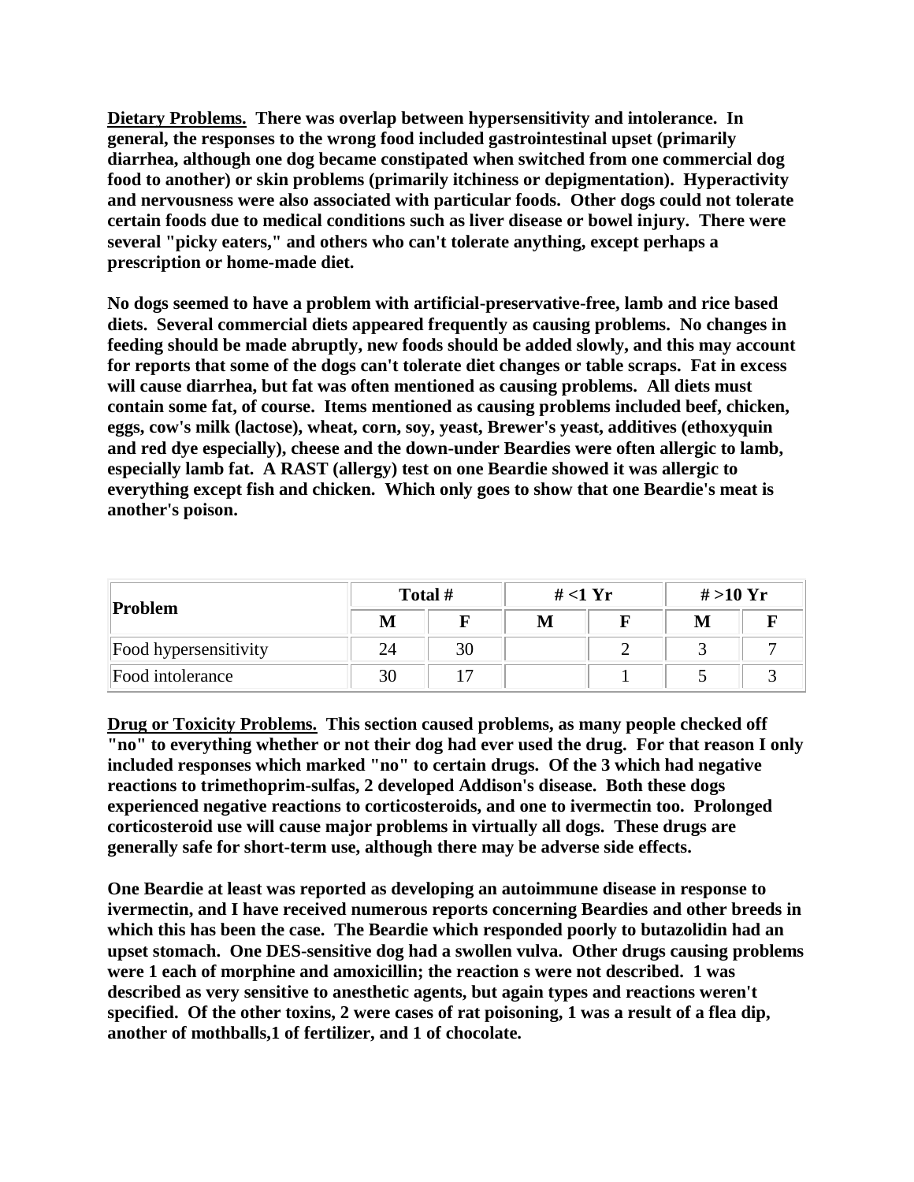**Dietary Problems.** **There was overlap between hypersensitivity and intolerance. In general, the responses to the wrong food included gastrointestinal upset (primarily diarrhea, although one dog became constipated when switched from one commercial dog food to another) or skin problems (primarily itchiness or depigmentation). Hyperactivity and nervousness were also associated with particular foods. Other dogs could not tolerate certain foods due to medical conditions such as liver disease or bowel injury. There were several "picky eaters," and others who can't tolerate anything, except perhaps a prescription or home-made diet.**

**No dogs seemed to have a problem with artificial-preservative-free, lamb and rice based diets. Several commercial diets appeared frequently as causing problems. No changes in feeding should be made abruptly, new foods should be added slowly, and this may account for reports that some of the dogs can't tolerate diet changes or table scraps. Fat in excess will cause diarrhea, but fat was often mentioned as causing problems. All diets must contain some fat, of course. Items mentioned as causing problems included beef, chicken, eggs, cow's milk (lactose), wheat, corn, soy, yeast, Brewer's yeast, additives (ethoxyquin and red dye especially), cheese and the down-under Beardies were often allergic to lamb, especially lamb fat. A RAST (allergy) test on one Beardie showed it was allergic to everything except fish and chicken. Which only goes to show that one Beardie's meat is another's poison.**

| Problem | Total # | | # <1 Yr | | # >10 Yr | |
|---|---|---|---|---|---|---|
| | M | F | M | F | M | F |
| Food hypersensitivity | 24 | 30 | | 2 | 3 | 7 |
| Food intolerance | 30 | 17 | | 1 | 5 | 3 |

**Drug or Toxicity Problems.** **This section caused problems, as many people checked off "no" to everything whether or not their dog had ever used the drug. For that reason I only included responses which marked "no" to certain drugs. Of the 3 which had negative reactions to trimethoprim-sulfas, 2 developed Addison's disease. Both these dogs experienced negative reactions to corticosteroids, and one to ivermectin too. Prolonged corticosteroid use will cause major problems in virtually all dogs. These drugs are generally safe for short-term use, although there may be adverse side effects.**

**One Beardie at least was reported as developing an autoimmune disease in response to ivermectin, and I have received numerous reports concerning Beardies and other breeds in which this has been the case. The Beardie which responded poorly to butazolidin had an upset stomach. One DES-sensitive dog had a swollen vulva. Other drugs causing problems were 1 each of morphine and amoxicillin; the reaction s were not described. 1 was described as very sensitive to anesthetic agents, but again types and reactions weren't specified. Of the other toxins, 2 were cases of rat poisoning, 1 was a result of a flea dip, another of mothballs,1 of fertilizer, and 1 of chocolate.**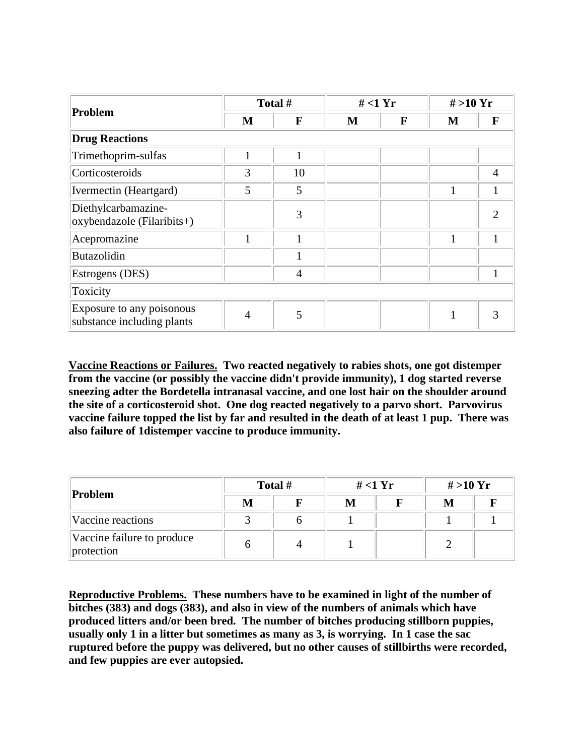| Problem | Total # | | # <1 Yr | | # >10 Yr | |
|---|---|---|---|---|---|---|
| | M | F | M | F | M | F |
| **Drug Reactions** | | | | | | |
| Trimethoprim-sulfas | 1 | 1 | | | | |
| Corticosteroids | 3 | 10 | | | | 4 |
| Ivermectin (Heartgard) | 5 | 5 | | | 1 | 1 |
| Diethylcarbamazine-oxybendazole (Filaribits+) | | 3 | | | | 2 |
| Acepromazine | 1 | 1 | | | 1 | 1 |
| Butazolidin | | 1 | | | | |
| Estrogens (DES) | | 4 | | | | 1 |
| Toxicity | | | | | | |
| Exposure to any poisonous substance including plants | 4 | 5 | | | 1 | 3 |

**Vaccine Reactions or Failures.** **Two reacted negatively to rabies shots, one got distemper from the vaccine (or possibly the vaccine didn't provide immunity), 1 dog started reverse sneezing adter the Bordetella intranasal vaccine, and one lost hair on the shoulder aroound the site of a corticosteroid shot. One dog reacted negatively to a parvo short. Parvovirus vaccine failure topped the list by far and resulted in the death of at least 1 pup. There was also failure of 1distemper vaccine to produce immunity.**

| Problem | Total # | | # <1 Yr | | # >10 Yr | |
|---|---|---|---|---|---|---|
| | M | F | M | F | M | F |
| Vaccine reactions | 3 | 6 | 1 | | 1 | 1 |
| Vaccine failure to produce protection | 6 | 4 | 1 | | 2 | |

**Reproductive Problems.** **These numbers have to be examined in light of the number of bitches (383) and dogs (383), and also in view of the numbers of animals which have produced litters and/or been bred. The number of bitches producing stillborn puppies, usually only 1 in a litter but sometimes as many as 3, is worrying. In 1 case the sac ruptured before the puppy was delivered, but no other causes of stillbirths were recorded, and few puppies are ever autopsied.**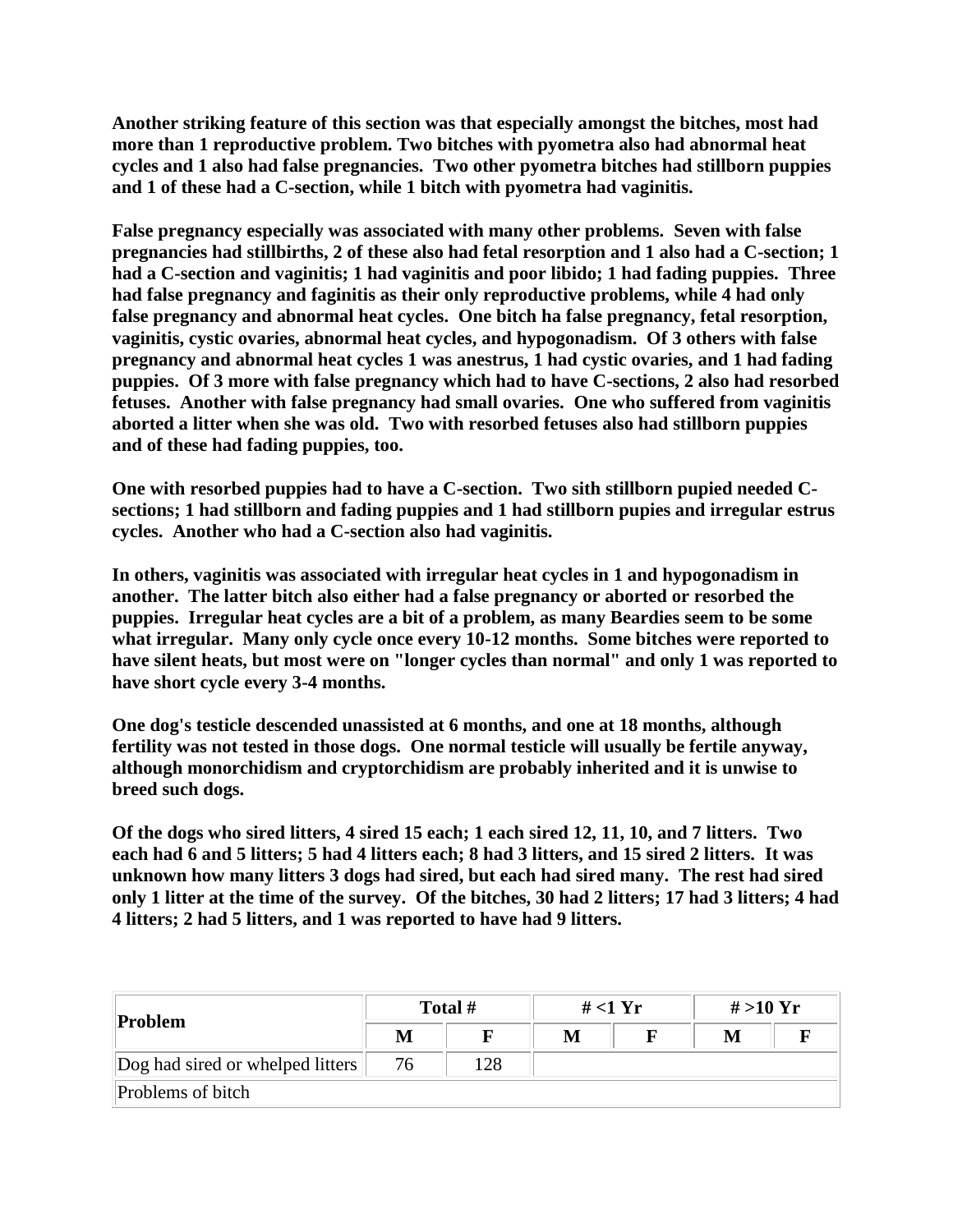**Another striking feature of this section was that especially amongst the bitches, most had more than 1 reproductive problem. Two bitches with pyometra also had abnormal heat cycles and 1 also had false pregnancies. Two other pyometra bitches had stillborn puppies and 1 of these had a C-section, while 1 bitch with pyometra had vaginitis.**

**False pregnancy especially was associated with many other problems. Seven with false pregnancies had stillbirths, 2 of these also had fetal resorption and 1 also had a C-section; 1 had a C-section and vaginitis; 1 had vaginitis and poor libido; 1 had fading puppies. Three had false pregnancy and faginitis as their only reproductive problems, while 4 had only false pregnancy and abnormal heat cycles. One bitch ha false pregnancy, fetal resorption, vaginitis, cystic ovaries, abnormal heat cycles, and hypogonadism. Of 3 others with false pregnancy and abnormal heat cycles 1 was anestrus, 1 had cystic ovaries, and 1 had fading puppies. Of 3 more with false pregnancy which had to have C-sections, 2 also had resorbed fetuses. Another with false pregnancy had small ovaries. One who suffered from vaginitis aborted a litter when she was old. Two with resorbed fetuses also had stillborn puppies and of these had fading puppies, too.**

**One with resorbed puppies had to have a C-section. Two sith stillborn pupied needed C-sections; 1 had stillborn and fading puppies and 1 had stillborn pupies and irregular estrus cycles. Another who had a C-section also had vaginitis.**

**In others, vaginitis was associated with irregular heat cycles in 1 and hypogonadism in another. The latter bitch also either had a false pregnancy or aborted or resorbed the puppies. Irregular heat cycles are a bit of a problem, as many Beardies seem to be some what irregular. Many only cycle once every 10-12 months. Some bitches were reported to have silent heats, but most were on "longer cycles than normal" and only 1 was reported to have short cycle every 3-4 months.**

**One dog's testicle descended unassisted at 6 months, and one at 18 months, although fertility was not tested in those dogs. One normal testicle will usually be fertile anyway, although monorchidism and cryptorchidism are probably inherited and it is unwise to breed such dogs.**

**Of the dogs who sired litters, 4 sired 15 each; 1 each sired 12, 11, 10, and 7 litters. Two each had 6 and 5 litters; 5 had 4 litters each; 8 had 3 litters, and 15 sired 2 litters. It was unknown how many litters 3 dogs had sired, but each had sired many. The rest had sired only 1 litter at the time of the survey. Of the bitches, 30 had 2 litters; 17 had 3 litters; 4 had 4 litters; 2 had 5 litters, and 1 was reported to have had 9 litters.**

| Problem | Total # | | # <1 Yr | | # >10 Yr | |
|---|---|---|---|---|---|---|
| | M | F | M | F | M | F |
| Dog had sired or whelped litters | 76 | 128 | | | | |
| Problems of bitch | | | | | | |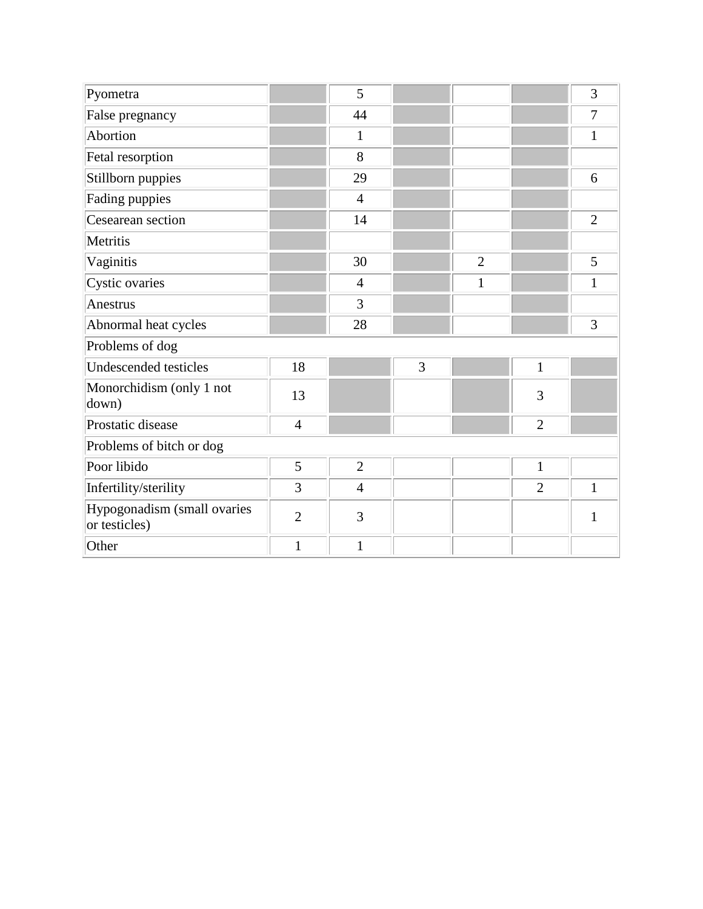| | | | | | | |
|---|---|---|---|---|---|---|
| Pyometra | | 5 | | | | 3 |
| False pregnancy | | 44 | | | | 7 |
| Abortion | | 1 | | | | 1 |
| Fetal resorption | | 8 | | | | |
| Stillborn puppies | | 29 | | | | 6 |
| Fading puppies | | 4 | | | | |
| Cesearean section | | 14 | | | | 2 |
| Metritis | | | | | | |
| Vaginitis | | 30 | | 2 | | 5 |
| Cystic ovaries | | 4 | | 1 | | 1 |
| Anestrus | | 3 | | | | |
| Abnormal heat cycles | | 28 | | | | 3 |
| Problems of dog | | | | | | |
| Undescended testicles | 18 | | 3 | | 1 | |
| Monorchidism (only 1 not down) | 13 | | | | 3 | |
| Prostatic disease | 4 | | | | 2 | |
| Problems of bitch or dog | | | | | | |
| Poor libido | 5 | 2 | | | 1 | |
| Infertility/sterility | 3 | 4 | | | 2 | 1 |
| Hypogonadism (small ovaries or testicles) | 2 | 3 | | | | 1 |
| Other | 1 | 1 | | | | |